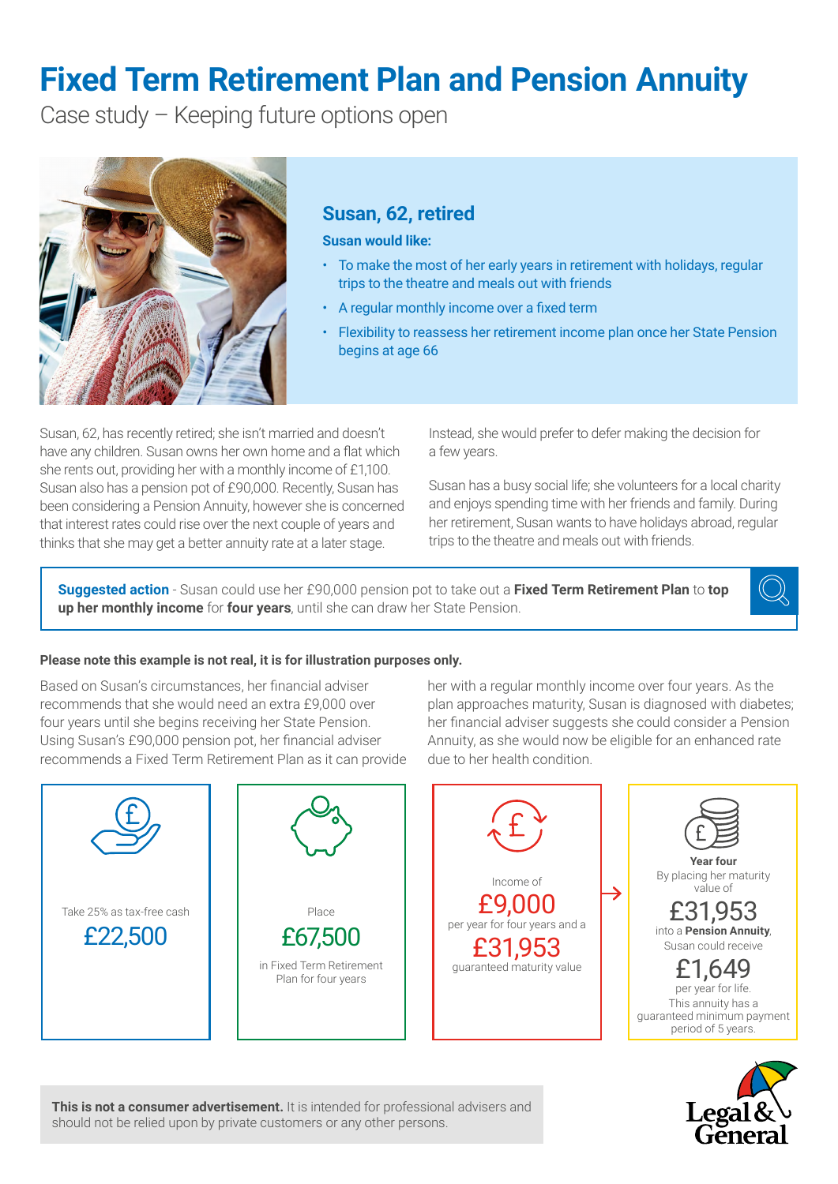# Fixed Term Retirement Plan and Pension Annuity

Case study – Keeping future options open

## Susan, 62, retired

**Susan would like:**

- To make the most of her early years in retirement with holidays, regular trips to the theatre and meals out with friends
- A regular monthly income over a fixed term
- Flexibility to reassess her retirement income plan once her State Pension begins at age 66

Susan, 62, has recently retired; she isn't married and doesn't have any children. Susan owns her own home and a flat which she rents out, providing her with a monthly income of £1,100. Susan also has a pension pot of £90,000. Recently, Susan has been considering a Pension Annuity, however she is concerned that interest rates could rise over the next couple of years and thinks that she may get a better annuity rate at a later stage. Instead, she would prefer to defer making the decision for a few years.

Susan has a busy social life; she volunteers for a local charity and enjoys spending time with her friends and family. During her retirement, Susan wants to have holidays abroad, regular trips to the theatre and meals out with friends.

**Suggested action** - Susan could use her £90,000 pension pot to take out a **Fixed Term Retirement Plan** to **top up her monthly income** for **four years**, until she can draw her State Pension.

**Please note this example is not real, it is for illustration purposes only.**

Based on Susan's circumstances, her financial adviser recommends that she would need an extra £9,000 over four years until she begins receiving her State Pension. Using Susan's £90,000 pension pot, her financial adviser recommends a Fixed Term Retirement Plan as it can provide her with a regular monthly income over four years. As the plan approaches maturity, Susan is diagnosed with diabetes; her financial adviser suggests she could consider a Pension Annuity, as she would now be eligible for an enhanced rate due to her health condition.

Take 25% as tax-free cash
**£22,500**

Place
**£67,500**
in Fixed Term Retirement Plan for four years

Income of
**£9,000**
per year for four years and a
**£31,953**
guaranteed maturity value

**Year four**
By placing her maturity value of
**£31,953**
into a **Pension Annuity**, Susan could receive
**£1,649**
per year for life.
This annuity has a guaranteed minimum payment period of 5 years.

**This is not a consumer advertisement.** It is intended for professional advisers and should not be relied upon by private customers or any other persons.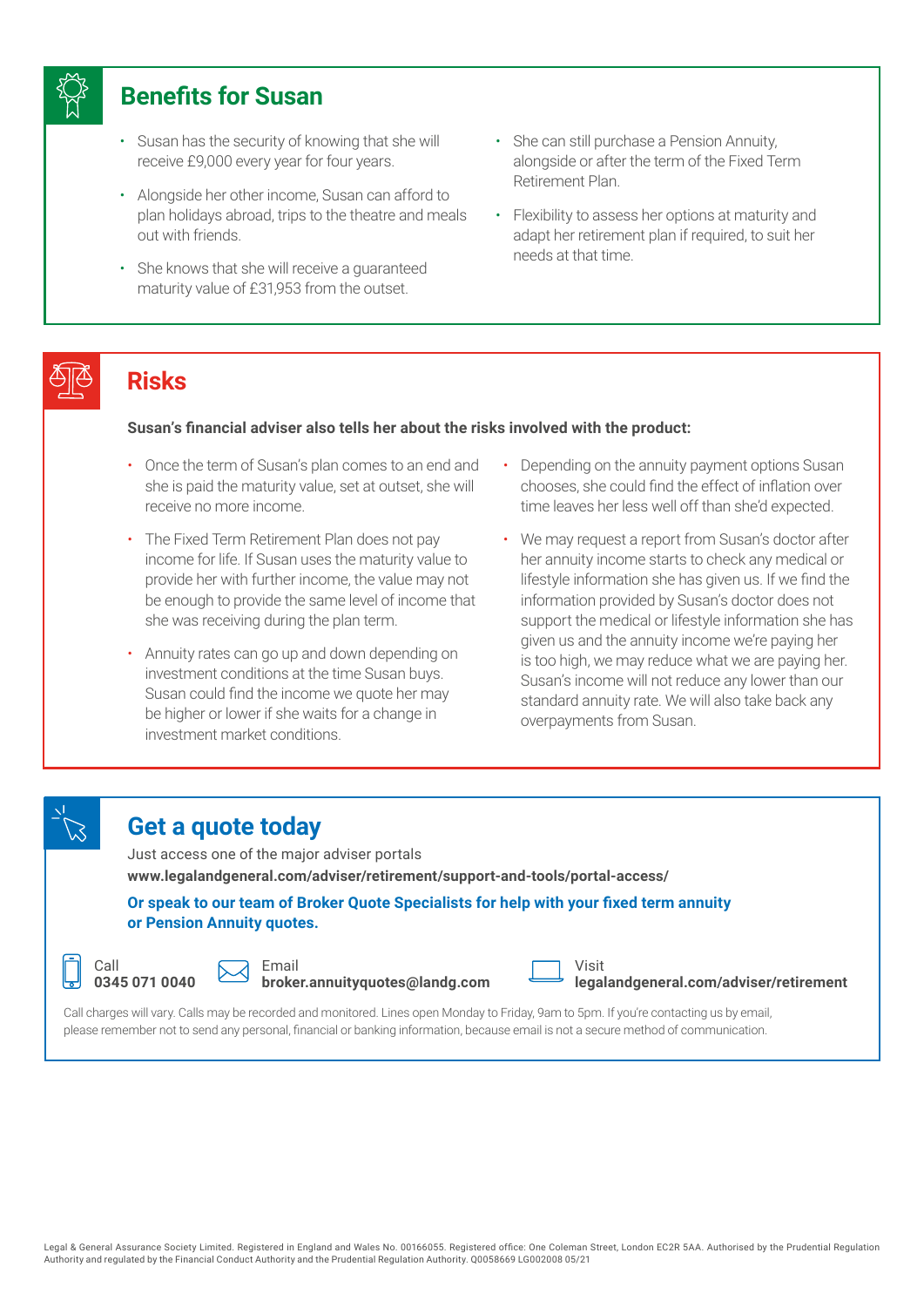## Benefits for Susan

- Susan has the security of knowing that she will receive £9,000 every year for four years.
- Alongside her other income, Susan can afford to plan holidays abroad, trips to the theatre and meals out with friends.
- She knows that she will receive a guaranteed maturity value of £31,953 from the outset.
- She can still purchase a Pension Annuity, alongside or after the term of the Fixed Term Retirement Plan.
- Flexibility to assess her options at maturity and adapt her retirement plan if required, to suit her needs at that time.

## Risks

**Susan's financial adviser also tells her about the risks involved with the product:**

- Once the term of Susan's plan comes to an end and she is paid the maturity value, set at outset, she will receive no more income.
- The Fixed Term Retirement Plan does not pay income for life. If Susan uses the maturity value to provide her with further income, the value may not be enough to provide the same level of income that she was receiving during the plan term.
- Annuity rates can go up and down depending on investment conditions at the time Susan buys. Susan could find the income we quote her may be higher or lower if she waits for a change in investment market conditions.
- Depending on the annuity payment options Susan chooses, she could find the effect of inflation over time leaves her less well off than she'd expected.
- We may request a report from Susan's doctor after her annuity income starts to check any medical or lifestyle information she has given us. If we find the information provided by Susan's doctor does not support the medical or lifestyle information she has given us and the annuity income we're paying her is too high, we may reduce what we are paying her. Susan's income will not reduce any lower than our standard annuity rate. We will also take back any overpayments from Susan.

## Get a quote today

Just access one of the major adviser portals
**www.legalandgeneral.com/adviser/retirement/support-and-tools/portal-access/**

**Or speak to our team of Broker Quote Specialists for help with your fixed term annuity or Pension Annuity quotes.**

Call
**0345 071 0040**

Email
**broker.annuityquotes@landg.com**

Visit
**legalandgeneral.com/adviser/retirement**

Call charges will vary. Calls may be recorded and monitored. Lines open Monday to Friday, 9am to 5pm. If you're contacting us by email, please remember not to send any personal, financial or banking information, because email is not a secure method of communication.

Legal & General Assurance Society Limited. Registered in England and Wales No. 00166055. Registered office: One Coleman Street, London EC2R 5AA. Authorised by the Prudential Regulation Authority and regulated by the Financial Conduct Authority and the Prudential Regulation Authority. Q0058669 LG002008 05/21